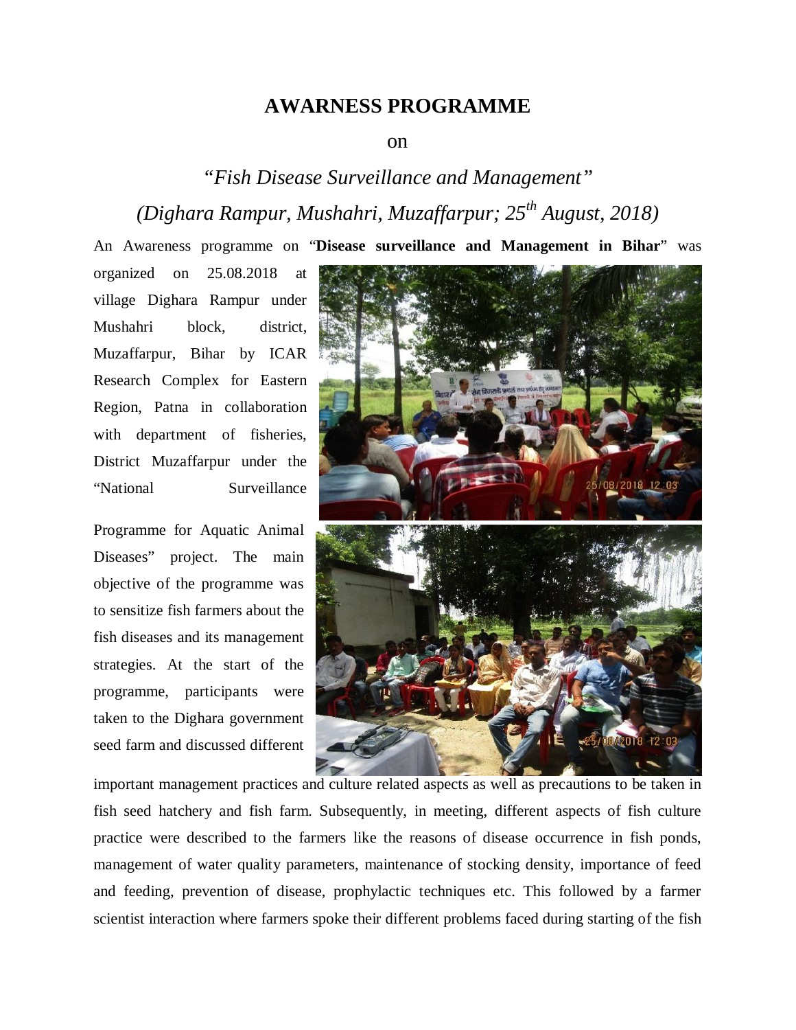# AWARNESS PROGRAMME

on

*"Fish Disease Surveillance and Management"*

*(Dighara Rampur, Mushahri, Muzaffarpur; 25th August, 2018)*

An Awareness programme on "**Disease surveillance and Management in Bihar**" was organized on 25.08.2018 at village Dighara Rampur under Mushahri block, district, Muzaffarpur, Bihar by ICAR Research Complex for Eastern Region, Patna in collaboration with department of fisheries, District Muzaffarpur under the "National Surveillance Programme for Aquatic Animal Diseases" project. The main objective of the programme was to sensitize fish farmers about the fish diseases and its management strategies. At the start of the programme, participants were taken to the Dighara government seed farm and discussed different important management practices and culture related aspects as well as precautions to be taken in fish seed hatchery and fish farm. Subsequently, in meeting, different aspects of fish culture practice were described to the farmers like the reasons of disease occurrence in fish ponds, management of water quality parameters, maintenance of stocking density, importance of feed and feeding, prevention of disease, prophylactic techniques etc. This followed by a farmer scientist interaction where farmers spoke their different problems faced during starting of the fish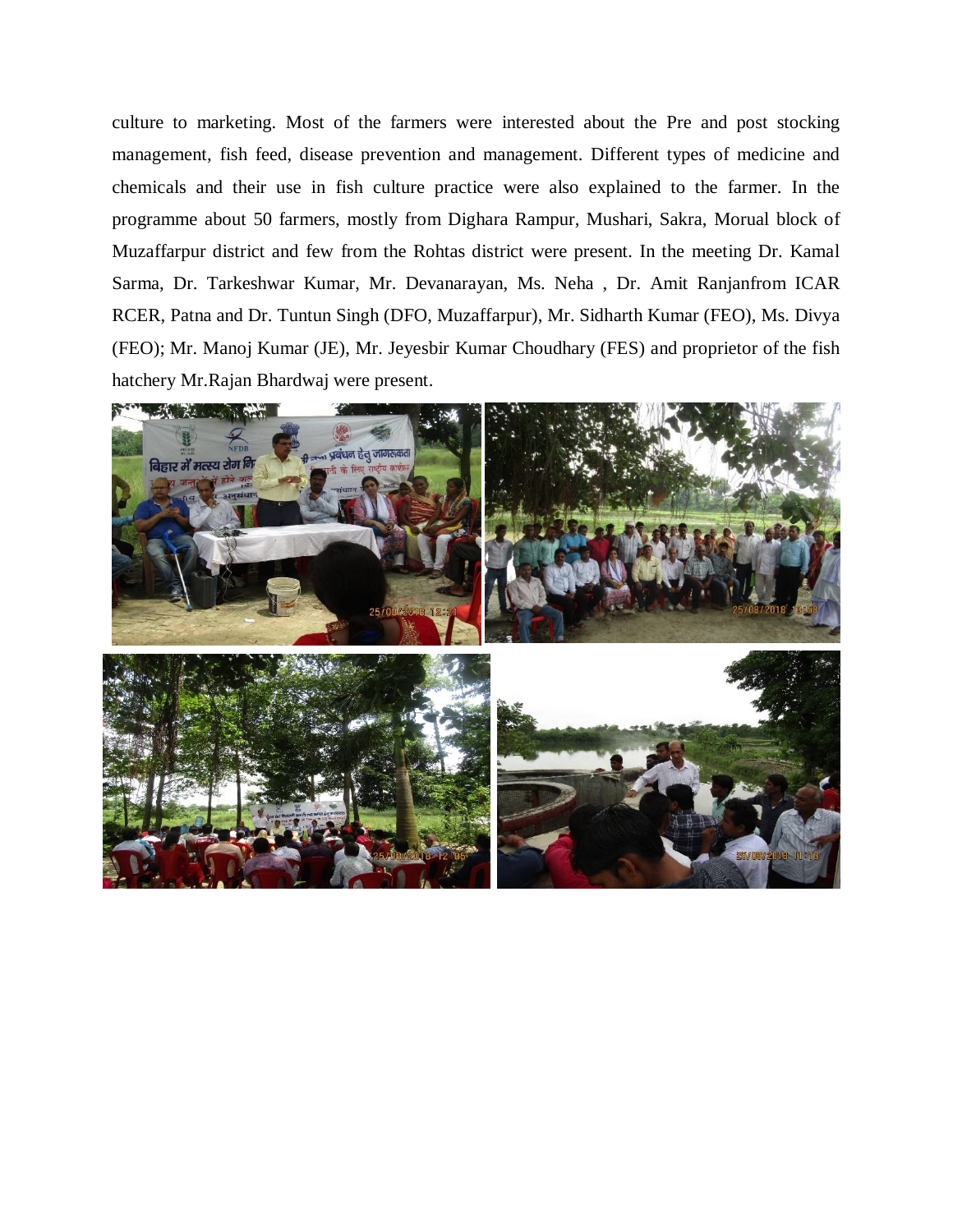culture to marketing. Most of the farmers were interested about the Pre and post stocking management, fish feed, disease prevention and management. Different types of medicine and chemicals and their use in fish culture practice were also explained to the farmer. In the programme about 50 farmers, mostly from Dighara Rampur, Mushari, Sakra, Morual block of Muzaffarpur district and few from the Rohtas district were present. In the meeting Dr. Kamal Sarma, Dr. Tarkeshwar Kumar, Mr. Devanarayan, Ms. Neha , Dr. Amit Ranjanfrom ICAR RCER, Patna and Dr. Tuntun Singh (DFO, Muzaffarpur), Mr. Sidharth Kumar (FEO), Ms. Divya (FEO); Mr. Manoj Kumar (JE), Mr. Jeyesbir Kumar Choudhary (FES) and proprietor of the fish hatchery Mr.Rajan Bhardwaj were present.